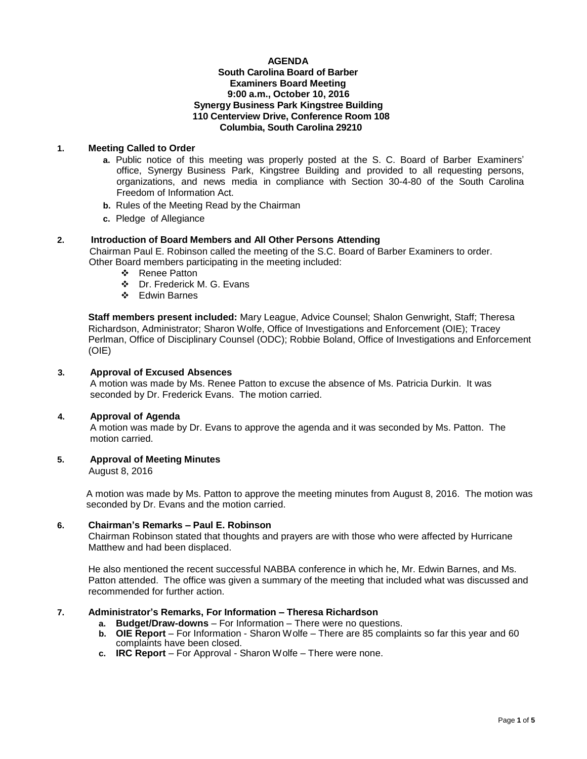# AGENDA
## South Carolina Board of Barber Examiners Board Meeting
**9:00 a.m., October 10, 2016**
**Synergy Business Park Kingstree Building**
**110 Centerview Drive, Conference Room 108**
**Columbia, South Carolina 29210**

**1. Meeting Called to Order**

- **a.** Public notice of this meeting was properly posted at the S. C. Board of Barber Examiners' office, Synergy Business Park, Kingstree Building and provided to all requesting persons, organizations, and news media in compliance with Section 30-4-80 of the South Carolina Freedom of Information Act.
- **b.** Rules of the Meeting Read by the Chairman
- **c.** Pledge of Allegiance

**2. Introduction of Board Members and All Other Persons Attending**

Chairman Paul E. Robinson called the meeting of the S.C. Board of Barber Examiners to order. Other Board members participating in the meeting included:

- Renee Patton
- Dr. Frederick M. G. Evans
- Edwin Barnes

**Staff members present included:** Mary League, Advice Counsel; Shalon Genwright, Staff; Theresa Richardson, Administrator; Sharon Wolfe, Office of Investigations and Enforcement (OIE); Tracey Perlman, Office of Disciplinary Counsel (ODC); Robbie Boland, Office of Investigations and Enforcement (OIE)

**3. Approval of Excused Absences**

A motion was made by Ms. Renee Patton to excuse the absence of Ms. Patricia Durkin. It was seconded by Dr. Frederick Evans. The motion carried.

**4. Approval of Agenda**

A motion was made by Dr. Evans to approve the agenda and it was seconded by Ms. Patton. The motion carried.

**5. Approval of Meeting Minutes**

August 8, 2016

A motion was made by Ms. Patton to approve the meeting minutes from August 8, 2016. The motion was seconded by Dr. Evans and the motion carried.

**6. Chairman's Remarks – Paul E. Robinson**

Chairman Robinson stated that thoughts and prayers are with those who were affected by Hurricane Matthew and had been displaced.

He also mentioned the recent successful NABBA conference in which he, Mr. Edwin Barnes, and Ms. Patton attended. The office was given a summary of the meeting that included what was discussed and recommended for further action.

**7. Administrator's Remarks, For Information – Theresa Richardson**

- **a. Budget/Draw-downs** – For Information – There were no questions.
- **b. OIE Report** – For Information - Sharon Wolfe – There are 85 complaints so far this year and 60 complaints have been closed.
- **c. IRC Report** – For Approval - Sharon Wolfe – There were none.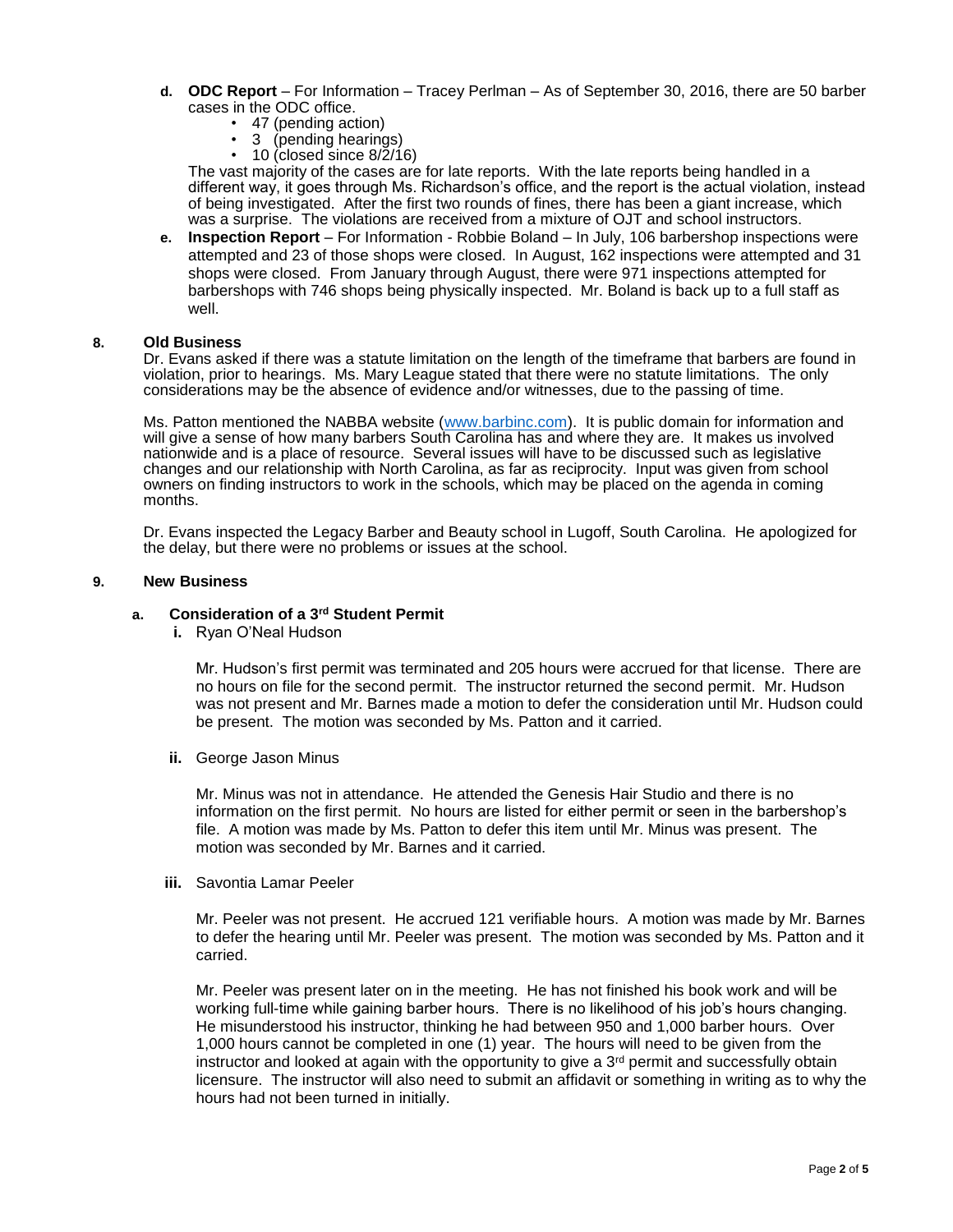**d. ODC Report** – For Information – Tracey Perlman – As of September 30, 2016, there are 50 barber cases in the ODC office.

- 47 (pending action)
- 3 (pending hearings)
- 10 (closed since 8/2/16)

The vast majority of the cases are for late reports. With the late reports being handled in a different way, it goes through Ms. Richardson's office, and the report is the actual violation, instead of being investigated. After the first two rounds of fines, there has been a giant increase, which was a surprise. The violations are received from a mixture of OJT and school instructors.

**e. Inspection Report** – For Information - Robbie Boland – In July, 106 barbershop inspections were attempted and 23 of those shops were closed. In August, 162 inspections were attempted and 31 shops were closed. From January through August, there were 971 inspections attempted for barbershops with 746 shops being physically inspected. Mr. Boland is back up to a full staff as well.

## 8. Old Business

Dr. Evans asked if there was a statute limitation on the length of the timeframe that barbers are found in violation, prior to hearings. Ms. Mary League stated that there were no statute limitations. The only considerations may be the absence of evidence and/or witnesses, due to the passing of time.

Ms. Patton mentioned the NABBA website (www.barbinc.com). It is public domain for information and will give a sense of how many barbers South Carolina has and where they are. It makes us involved nationwide and is a place of resource. Several issues will have to be discussed such as legislative changes and our relationship with North Carolina, as far as reciprocity. Input was given from school owners on finding instructors to work in the schools, which may be placed on the agenda in coming months.

Dr. Evans inspected the Legacy Barber and Beauty school in Lugoff, South Carolina. He apologized for the delay, but there were no problems or issues at the school.

## 9. New Business

### a. Consideration of a 3rd Student Permit

**i.** Ryan O'Neal Hudson

Mr. Hudson's first permit was terminated and 205 hours were accrued for that license. There are no hours on file for the second permit. The instructor returned the second permit. Mr. Hudson was not present and Mr. Barnes made a motion to defer the consideration until Mr. Hudson could be present. The motion was seconded by Ms. Patton and it carried.

**ii.** George Jason Minus

Mr. Minus was not in attendance. He attended the Genesis Hair Studio and there is no information on the first permit. No hours are listed for either permit or seen in the barbershop's file. A motion was made by Ms. Patton to defer this item until Mr. Minus was present. The motion was seconded by Mr. Barnes and it carried.

**iii.** Savontia Lamar Peeler

Mr. Peeler was not present. He accrued 121 verifiable hours. A motion was made by Mr. Barnes to defer the hearing until Mr. Peeler was present. The motion was seconded by Ms. Patton and it carried.

Mr. Peeler was present later on in the meeting. He has not finished his book work and will be working full-time while gaining barber hours. There is no likelihood of his job's hours changing. He misunderstood his instructor, thinking he had between 950 and 1,000 barber hours. Over 1,000 hours cannot be completed in one (1) year. The hours will need to be given from the instructor and looked at again with the opportunity to give a 3rd permit and successfully obtain licensure. The instructor will also need to submit an affidavit or something in writing as to why the hours had not been turned in initially.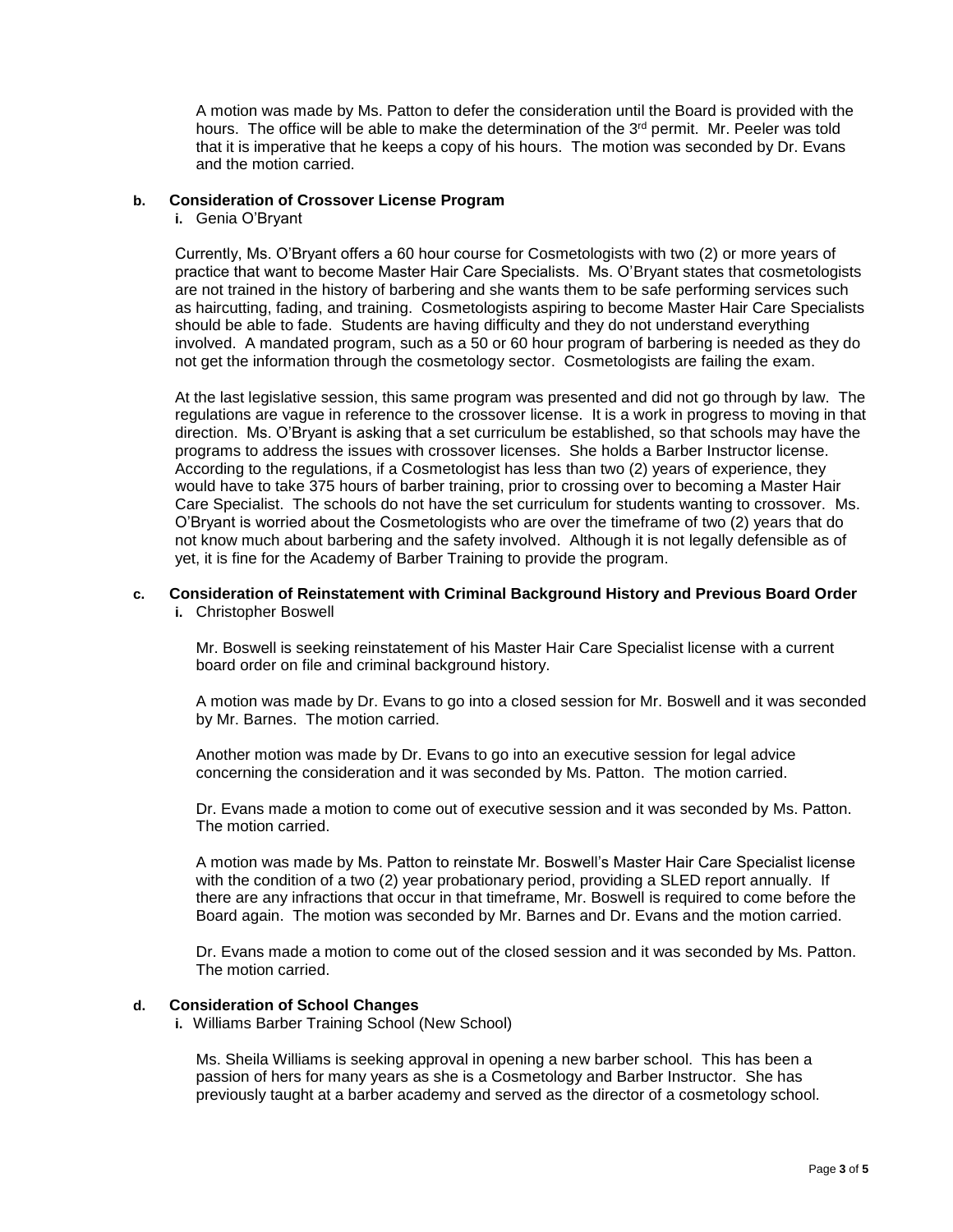A motion was made by Ms. Patton to defer the consideration until the Board is provided with the hours. The office will be able to make the determination of the 3rd permit. Mr. Peeler was told that it is imperative that he keeps a copy of his hours. The motion was seconded by Dr. Evans and the motion carried.

**b. Consideration of Crossover License Program**

**i.** Genia O'Bryant

Currently, Ms. O'Bryant offers a 60 hour course for Cosmetologists with two (2) or more years of practice that want to become Master Hair Care Specialists. Ms. O'Bryant states that cosmetologists are not trained in the history of barbering and she wants them to be safe performing services such as haircutting, fading, and training. Cosmetologists aspiring to become Master Hair Care Specialists should be able to fade. Students are having difficulty and they do not understand everything involved. A mandated program, such as a 50 or 60 hour program of barbering is needed as they do not get the information through the cosmetology sector. Cosmetologists are failing the exam.

At the last legislative session, this same program was presented and did not go through by law. The regulations are vague in reference to the crossover license. It is a work in progress to moving in that direction. Ms. O'Bryant is asking that a set curriculum be established, so that schools may have the programs to address the issues with crossover licenses. She holds a Barber Instructor license. According to the regulations, if a Cosmetologist has less than two (2) years of experience, they would have to take 375 hours of barber training, prior to crossing over to becoming a Master Hair Care Specialist. The schools do not have the set curriculum for students wanting to crossover. Ms. O'Bryant is worried about the Cosmetologists who are over the timeframe of two (2) years that do not know much about barbering and the safety involved. Although it is not legally defensible as of yet, it is fine for the Academy of Barber Training to provide the program.

**c. Consideration of Reinstatement with Criminal Background History and Previous Board Order**

**i.** Christopher Boswell

Mr. Boswell is seeking reinstatement of his Master Hair Care Specialist license with a current board order on file and criminal background history.

A motion was made by Dr. Evans to go into a closed session for Mr. Boswell and it was seconded by Mr. Barnes. The motion carried.

Another motion was made by Dr. Evans to go into an executive session for legal advice concerning the consideration and it was seconded by Ms. Patton. The motion carried.

Dr. Evans made a motion to come out of executive session and it was seconded by Ms. Patton. The motion carried.

A motion was made by Ms. Patton to reinstate Mr. Boswell's Master Hair Care Specialist license with the condition of a two (2) year probationary period, providing a SLED report annually. If there are any infractions that occur in that timeframe, Mr. Boswell is required to come before the Board again. The motion was seconded by Mr. Barnes and Dr. Evans and the motion carried.

Dr. Evans made a motion to come out of the closed session and it was seconded by Ms. Patton. The motion carried.

**d. Consideration of School Changes**

**i.** Williams Barber Training School (New School)

Ms. Sheila Williams is seeking approval in opening a new barber school. This has been a passion of hers for many years as she is a Cosmetology and Barber Instructor. She has previously taught at a barber academy and served as the director of a cosmetology school.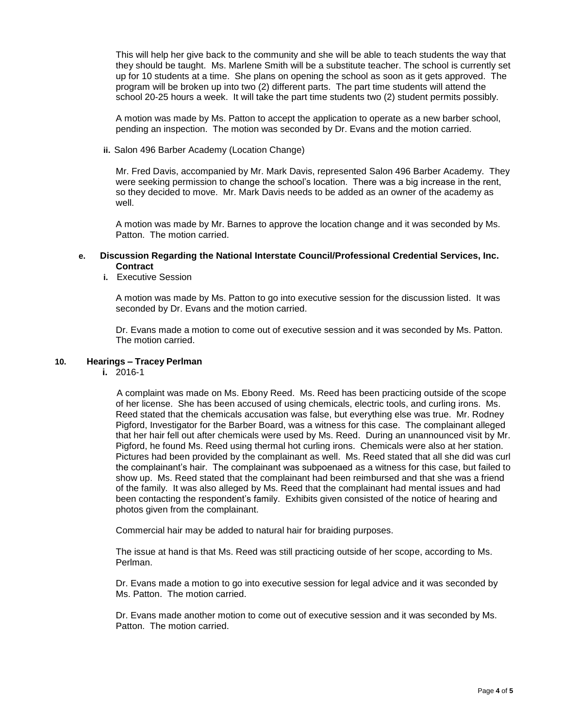This will help her give back to the community and she will be able to teach students the way that they should be taught. Ms. Marlene Smith will be a substitute teacher. The school is currently set up for 10 students at a time. She plans on opening the school as soon as it gets approved. The program will be broken up into two (2) different parts. The part time students will attend the school 20-25 hours a week. It will take the part time students two (2) student permits possibly.

A motion was made by Ms. Patton to accept the application to operate as a new barber school, pending an inspection. The motion was seconded by Dr. Evans and the motion carried.

**ii.** Salon 496 Barber Academy (Location Change)

Mr. Fred Davis, accompanied by Mr. Mark Davis, represented Salon 496 Barber Academy. They were seeking permission to change the school's location. There was a big increase in the rent, so they decided to move. Mr. Mark Davis needs to be added as an owner of the academy as well.

A motion was made by Mr. Barnes to approve the location change and it was seconded by Ms. Patton. The motion carried.

**e. Discussion Regarding the National Interstate Council/Professional Credential Services, Inc. Contract**

**i.** Executive Session

A motion was made by Ms. Patton to go into executive session for the discussion listed. It was seconded by Dr. Evans and the motion carried.

Dr. Evans made a motion to come out of executive session and it was seconded by Ms. Patton. The motion carried.

**10. Hearings – Tracey Perlman**

**i.** 2016-1

A complaint was made on Ms. Ebony Reed. Ms. Reed has been practicing outside of the scope of her license. She has been accused of using chemicals, electric tools, and curling irons. Ms. Reed stated that the chemicals accusation was false, but everything else was true. Mr. Rodney Pigford, Investigator for the Barber Board, was a witness for this case. The complainant alleged that her hair fell out after chemicals were used by Ms. Reed. During an unannounced visit by Mr. Pigford, he found Ms. Reed using thermal hot curling irons. Chemicals were also at her station. Pictures had been provided by the complainant as well. Ms. Reed stated that all she did was curl the complainant's hair. The complainant was subpoenaed as a witness for this case, but failed to show up. Ms. Reed stated that the complainant had been reimbursed and that she was a friend of the family. It was also alleged by Ms. Reed that the complainant had mental issues and had been contacting the respondent's family. Exhibits given consisted of the notice of hearing and photos given from the complainant.

Commercial hair may be added to natural hair for braiding purposes.

The issue at hand is that Ms. Reed was still practicing outside of her scope, according to Ms. Perlman.

Dr. Evans made a motion to go into executive session for legal advice and it was seconded by Ms. Patton. The motion carried.

Dr. Evans made another motion to come out of executive session and it was seconded by Ms. Patton. The motion carried.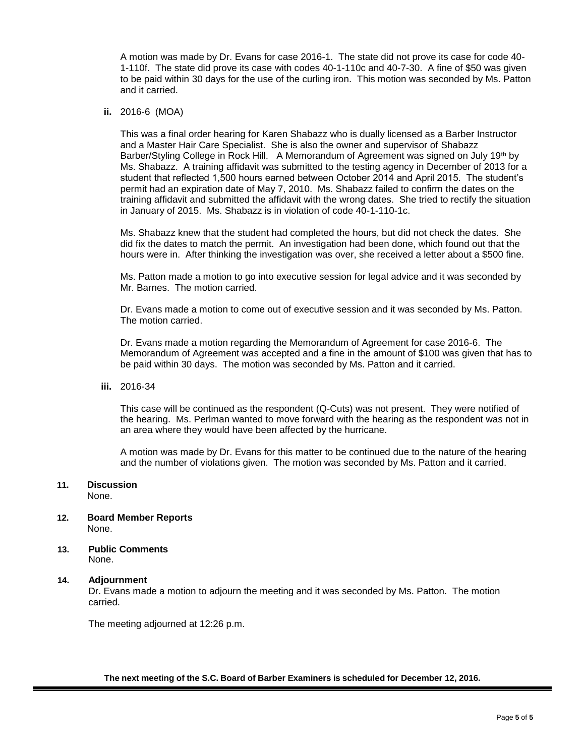A motion was made by Dr. Evans for case 2016-1. The state did not prove its case for code 40-1-110f. The state did prove its case with codes 40-1-110c and 40-7-30. A fine of $50 was given to be paid within 30 days for the use of the curling iron. This motion was seconded by Ms. Patton and it carried.

**ii.** 2016-6 (MOA)

This was a final order hearing for Karen Shabazz who is dually licensed as a Barber Instructor and a Master Hair Care Specialist. She is also the owner and supervisor of Shabazz Barber/Styling College in Rock Hill. A Memorandum of Agreement was signed on July 19th by Ms. Shabazz. A training affidavit was submitted to the testing agency in December of 2013 for a student that reflected 1,500 hours earned between October 2014 and April 2015. The student's permit had an expiration date of May 7, 2010. Ms. Shabazz failed to confirm the dates on the training affidavit and submitted the affidavit with the wrong dates. She tried to rectify the situation in January of 2015. Ms. Shabazz is in violation of code 40-1-110-1c.

Ms. Shabazz knew that the student had completed the hours, but did not check the dates. She did fix the dates to match the permit. An investigation had been done, which found out that the hours were in. After thinking the investigation was over, she received a letter about a $500 fine.

Ms. Patton made a motion to go into executive session for legal advice and it was seconded by Mr. Barnes. The motion carried.

Dr. Evans made a motion to come out of executive session and it was seconded by Ms. Patton. The motion carried.

Dr. Evans made a motion regarding the Memorandum of Agreement for case 2016-6. The Memorandum of Agreement was accepted and a fine in the amount of $100 was given that has to be paid within 30 days. The motion was seconded by Ms. Patton and it carried.

**iii.** 2016-34

This case will be continued as the respondent (Q-Cuts) was not present. They were notified of the hearing. Ms. Perlman wanted to move forward with the hearing as the respondent was not in an area where they would have been affected by the hurricane.

A motion was made by Dr. Evans for this matter to be continued due to the nature of the hearing and the number of violations given. The motion was seconded by Ms. Patton and it carried.

**11. Discussion**

None.

**12. Board Member Reports**

None.

**13. Public Comments**

None.

**14. Adjournment**

Dr. Evans made a motion to adjourn the meeting and it was seconded by Ms. Patton. The motion carried.

The meeting adjourned at 12:26 p.m.

**The next meeting of the S.C. Board of Barber Examiners is scheduled for December 12, 2016.**